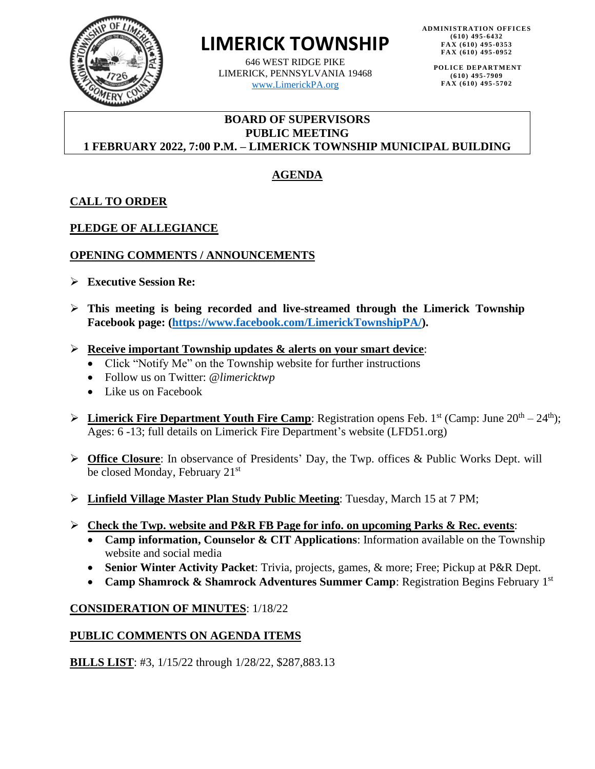# LIMERICK TOWNSHIP

646 WEST RIDGE PIKE
LIMERICK, PENNSYLVANIA 19468
www.LimerickPA.org

ADMINISTRATION OFFICES
(610) 495-6432
FAX (610) 495-0353
FAX (610) 495-0952

POLICE DEPARTMENT
(610) 495-7909
FAX (610) 495-5702

**BOARD OF SUPERVISORS**
**PUBLIC MEETING**
**1 FEBRUARY 2022, 7:00 P.M. – LIMERICK TOWNSHIP MUNICIPAL BUILDING**

## AGENDA

### CALL TO ORDER

### PLEDGE OF ALLEGIANCE

### OPENING COMMENTS / ANNOUNCEMENTS

- **Executive Session Re:**
- **This meeting is being recorded and live-streamed through the Limerick Township Facebook page: (https://www.facebook.com/LimerickTownshipPA/).**
- **Receive important Township updates & alerts on your smart device**:
  - Click "Notify Me" on the Township website for further instructions
  - Follow us on Twitter: *@limericktwp*
  - Like us on Facebook
- **Limerick Fire Department Youth Fire Camp**: Registration opens Feb. 1st (Camp: June 20th – 24th); Ages: 6 -13; full details on Limerick Fire Department's website (LFD51.org)
- **Office Closure**: In observance of Presidents' Day, the Twp. offices & Public Works Dept. will be closed Monday, February 21st
- **Linfield Village Master Plan Study Public Meeting**: Tuesday, March 15 at 7 PM;
- **Check the Twp. website and P&R FB Page for info. on upcoming Parks & Rec. events**:
  - **Camp information, Counselor & CIT Applications**: Information available on the Township website and social media
  - **Senior Winter Activity Packet**: Trivia, projects, games, & more; Free; Pickup at P&R Dept.
  - **Camp Shamrock & Shamrock Adventures Summer Camp**: Registration Begins February 1st

**CONSIDERATION OF MINUTES**: 1/18/22

**PUBLIC COMMENTS ON AGENDA ITEMS**

**BILLS LIST**: #3, 1/15/22 through 1/28/22, $287,883.13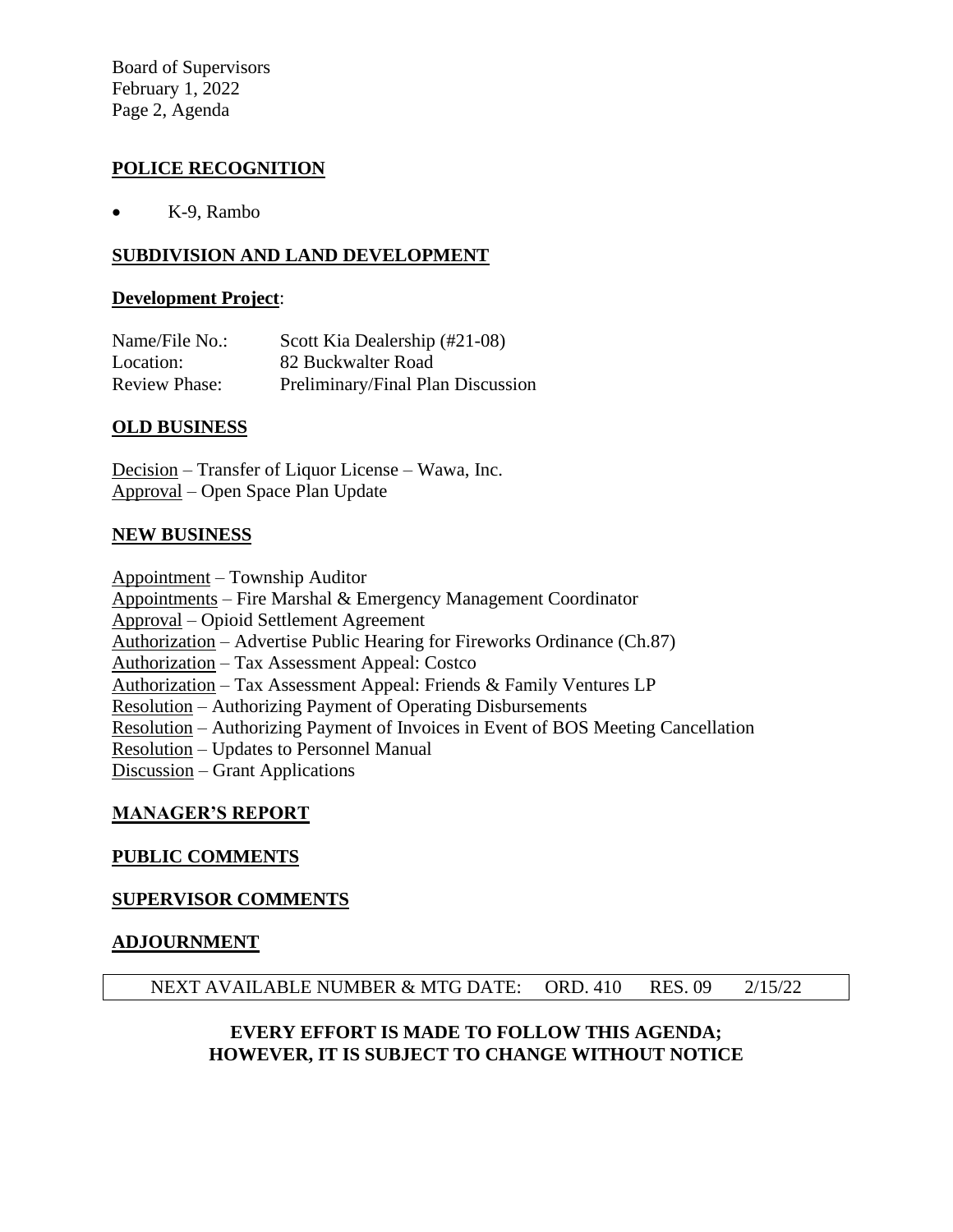## POLICE RECOGNITION

- K-9, Rambo

## SUBDIVISION AND LAND DEVELOPMENT

**Development Project**:

| | |
|---|---|
| Name/File No.: | Scott Kia Dealership (#21-08) |
| Location: | 82 Buckwalter Road |
| Review Phase: | Preliminary/Final Plan Discussion |

## OLD BUSINESS

Decision – Transfer of Liquor License – Wawa, Inc.
Approval – Open Space Plan Update

## NEW BUSINESS

Appointment – Township Auditor
Appointments – Fire Marshal & Emergency Management Coordinator
Approval – Opioid Settlement Agreement
Authorization – Advertise Public Hearing for Fireworks Ordinance (Ch.87)
Authorization – Tax Assessment Appeal: Costco
Authorization – Tax Assessment Appeal: Friends & Family Ventures LP
Resolution – Authorizing Payment of Operating Disbursements
Resolution – Authorizing Payment of Invoices in Event of BOS Meeting Cancellation
Resolution – Updates to Personnel Manual
Discussion – Grant Applications

## MANAGER'S REPORT

## PUBLIC COMMENTS

## SUPERVISOR COMMENTS

## ADJOURNMENT

| | | | |
|---|---|---|---|
| NEXT AVAILABLE NUMBER & MTG DATE: | ORD. 410 | RES. 09 | 2/15/22 |

**EVERY EFFORT IS MADE TO FOLLOW THIS AGENDA;
HOWEVER, IT IS SUBJECT TO CHANGE WITHOUT NOTICE**